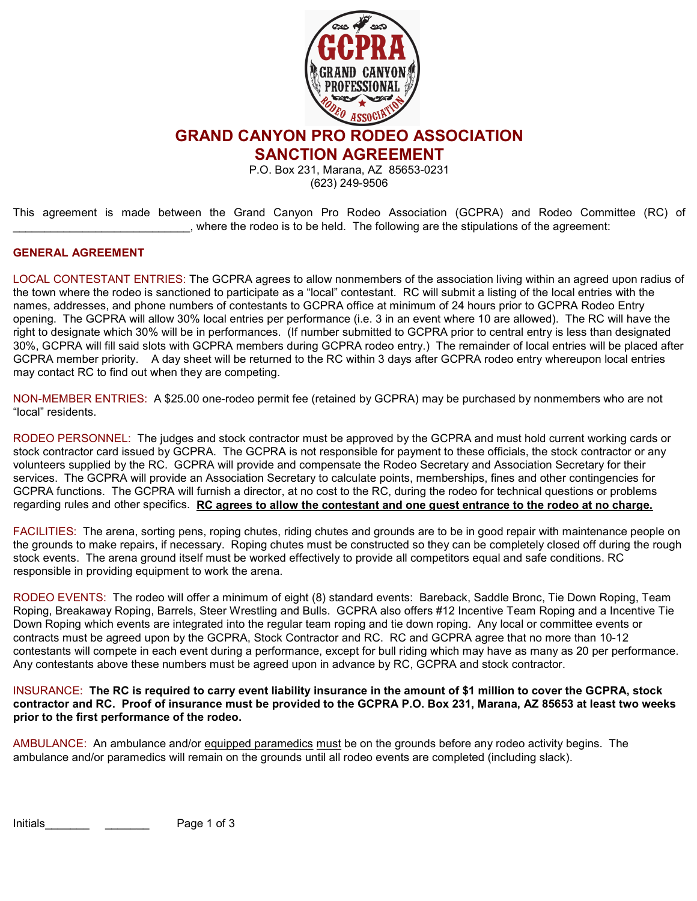# GRAND CANYON PRO RODEO ASSOCIATION
# SANCTION AGREEMENT

P.O. Box 231, Marana, AZ 85653-0231
(623) 249-9506

This agreement is made between the Grand Canyon Pro Rodeo Association (GCPRA) and Rodeo Committee (RC) of ____________________________, where the rodeo is to be held. The following are the stipulations of the agreement:

## GENERAL AGREEMENT

LOCAL CONTESTANT ENTRIES: The GCPRA agrees to allow nonmembers of the association living within an agreed upon radius of the town where the rodeo is sanctioned to participate as a "local" contestant. RC will submit a listing of the local entries with the names, addresses, and phone numbers of contestants to GCPRA office at minimum of 24 hours prior to GCPRA Rodeo Entry opening. The GCPRA will allow 30% local entries per performance (i.e. 3 in an event where 10 are allowed). The RC will have the right to designate which 30% will be in performances. (If number submitted to GCPRA prior to central entry is less than designated 30%, GCPRA will fill said slots with GCPRA members during GCPRA rodeo entry.) The remainder of local entries will be placed after GCPRA member priority. A day sheet will be returned to the RC within 3 days after GCPRA rodeo entry whereupon local entries may contact RC to find out when they are competing.

NON-MEMBER ENTRIES: A $25.00 one-rodeo permit fee (retained by GCPRA) may be purchased by nonmembers who are not "local" residents.

RODEO PERSONNEL: The judges and stock contractor must be approved by the GCPRA and must hold current working cards or stock contractor card issued by GCPRA. The GCPRA is not responsible for payment to these officials, the stock contractor or any volunteers supplied by the RC. GCPRA will provide and compensate the Rodeo Secretary and Association Secretary for their services. The GCPRA will provide an Association Secretary to calculate points, memberships, fines and other contingencies for GCPRA functions. The GCPRA will furnish a director, at no cost to the RC, during the rodeo for technical questions or problems regarding rules and other specifics. **RC agrees to allow the contestant and one guest entrance to the rodeo at no charge.**

FACILITIES: The arena, sorting pens, roping chutes, riding chutes and grounds are to be in good repair with maintenance people on the grounds to make repairs, if necessary. Roping chutes must be constructed so they can be completely closed off during the rough stock events. The arena ground itself must be worked effectively to provide all competitors equal and safe conditions. RC responsible in providing equipment to work the arena.

RODEO EVENTS: The rodeo will offer a minimum of eight (8) standard events: Bareback, Saddle Bronc, Tie Down Roping, Team Roping, Breakaway Roping, Barrels, Steer Wrestling and Bulls. GCPRA also offers #12 Incentive Team Roping and a Incentive Tie Down Roping which events are integrated into the regular team roping and tie down roping. Any local or committee events or contracts must be agreed upon by the GCPRA, Stock Contractor and RC. RC and GCPRA agree that no more than 10-12 contestants will compete in each event during a performance, except for bull riding which may have as many as 20 per performance. Any contestants above these numbers must be agreed upon in advance by RC, GCPRA and stock contractor.

INSURANCE: **The RC is required to carry event liability insurance in the amount of $1 million to cover the GCPRA, stock contractor and RC. Proof of insurance must be provided to the GCPRA P.O. Box 231, Marana, AZ 85653 at least two weeks prior to the first performance of the rodeo.**

AMBULANCE: An ambulance and/or equipped paramedics must be on the grounds before any rodeo activity begins. The ambulance and/or paramedics will remain on the grounds until all rodeo events are completed (including slack).

Initials_______ _______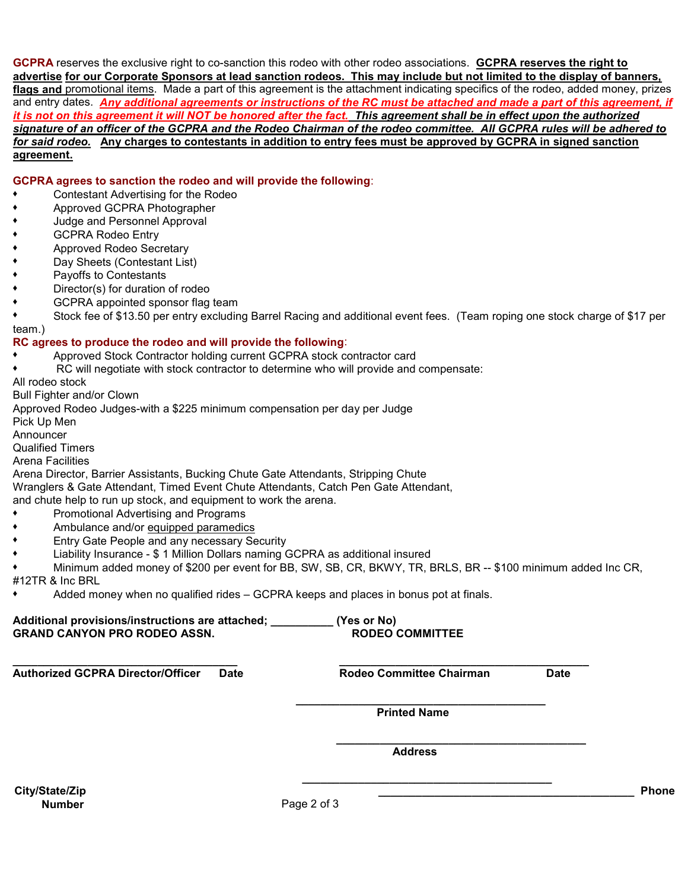**GCPRA** reserves the exclusive right to co-sanction this rodeo with other rodeo associations. **GCPRA reserves the right to advertise for our Corporate Sponsors at lead sanction rodeos. This may include but not limited to the display of banners, flags and** promotional items. Made a part of this agreement is the attachment indicating specifics of the rodeo, added money, prizes and entry dates. ***Any additional agreements or instructions of the RC must be attached and made a part of this agreement, if it is not on this agreement it will NOT be honored after the fact. This agreement shall be in effect upon the authorized signature of an officer of the GCPRA and the Rodeo Chairman of the rodeo committee. All GCPRA rules will be adhered to for said rodeo.*** **Any charges to contestants in addition to entry fees must be approved by GCPRA in signed sanction agreement.**

**GCPRA agrees to sanction the rodeo and will provide the following**:

- Contestant Advertising for the Rodeo
- Approved GCPRA Photographer
- Judge and Personnel Approval
- GCPRA Rodeo Entry
- Approved Rodeo Secretary
- Day Sheets (Contestant List)
- Payoffs to Contestants
- Director(s) for duration of rodeo
- GCPRA appointed sponsor flag team
- Stock fee of $13.50 per entry excluding Barrel Racing and additional event fees. (Team roping one stock charge of $17 per team.)

**RC agrees to produce the rodeo and will provide the following**:

- Approved Stock Contractor holding current GCPRA stock contractor card
- RC will negotiate with stock contractor to determine who will provide and compensate:

All rodeo stock
Bull Fighter and/or Clown
Approved Rodeo Judges-with a $225 minimum compensation per day per Judge
Pick Up Men
Announcer
Qualified Timers
Arena Facilities
Arena Director, Barrier Assistants, Bucking Chute Gate Attendants, Stripping Chute Wranglers & Gate Attendant, Timed Event Chute Attendants, Catch Pen Gate Attendant, and chute help to run up stock, and equipment to work the arena.

- Promotional Advertising and Programs
- Ambulance and/or equipped paramedics
- Entry Gate People and any necessary Security
- Liability Insurance - $ 1 Million Dollars naming GCPRA as additional insured
- Minimum added money of $200 per event for BB, SW, SB, CR, BKWY, TR, BRLS, BR -- $100 minimum added Inc CR, #12TR & Inc BRL
- Added money when no qualified rides – GCPRA keeps and places in bonus pot at finals.

**Additional provisions/instructions are attached; __________ (Yes or No)**

**GRAND CANYON PRO RODEO ASSN.** **RODEO COMMITTEE**

_____________________________________ _________________________________________

**Authorized GCPRA Director/Officer Date** **Rodeo Committee Chairman Date**

_________________________________________

**Printed Name**

_________________________________________

**Address**

_________________________________________

**City/State/Zip**

_________________________________________

**Phone Number**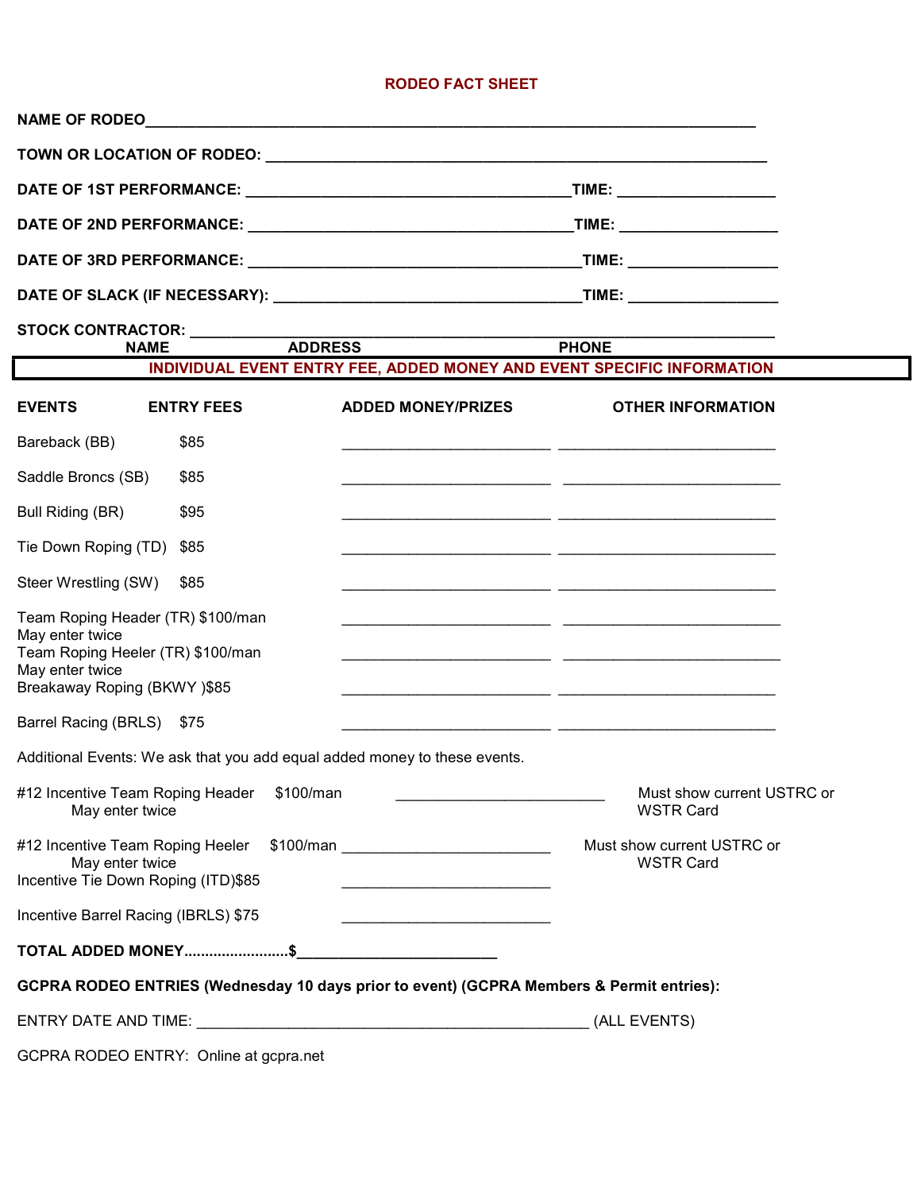# RODEO FACT SHEET

**NAME OF RODEO**\_\_\_\_\_\_\_\_\_\_\_\_\_\_\_\_\_\_\_\_\_\_\_\_\_\_\_\_\_\_\_\_\_\_\_\_\_\_\_\_\_\_\_\_\_\_\_\_\_\_\_\_\_\_\_\_\_\_\_\_\_\_\_\_\_\_\_\_\_\_

**TOWN OR LOCATION OF RODEO:** \_\_\_\_\_\_\_\_\_\_\_\_\_\_\_\_\_\_\_\_\_\_\_\_\_\_\_\_\_\_\_\_\_\_\_\_\_\_\_\_\_\_\_\_\_\_\_\_\_\_\_\_\_\_\_\_\_\_\_

**DATE OF 1ST PERFORMANCE:** \_\_\_\_\_\_\_\_\_\_\_\_\_\_\_\_\_\_\_\_\_\_\_\_\_\_\_\_\_\_\_\_\_\_\_\_\_\_**TIME:** \_\_\_\_\_\_\_\_\_\_\_\_\_\_\_\_\_\_

**DATE OF 2ND PERFORMANCE:** \_\_\_\_\_\_\_\_\_\_\_\_\_\_\_\_\_\_\_\_\_\_\_\_\_\_\_\_\_\_\_\_\_\_\_\_\_\_**TIME:** \_\_\_\_\_\_\_\_\_\_\_\_\_\_\_\_\_\_

**DATE OF 3RD PERFORMANCE:** \_\_\_\_\_\_\_\_\_\_\_\_\_\_\_\_\_\_\_\_\_\_\_\_\_\_\_\_\_\_\_\_\_\_\_\_\_\_**TIME:** \_\_\_\_\_\_\_\_\_\_\_\_\_\_\_\_\_\_

**DATE OF SLACK (IF NECESSARY):** \_\_\_\_\_\_\_\_\_\_\_\_\_\_\_\_\_\_\_\_\_\_\_\_\_\_\_\_\_\_\_\_\_\_\_\_**TIME:** \_\_\_\_\_\_\_\_\_\_\_\_\_\_\_\_\_\_

**STOCK CONTRACTOR:** \_\_\_\_\_\_\_\_\_\_\_\_\_\_\_\_\_\_\_\_\_\_\_\_\_\_\_\_\_\_\_\_\_\_\_\_\_\_\_\_\_\_\_\_\_\_\_\_\_\_\_\_\_\_\_\_\_\_\_\_\_\_\_\_\_\_
**NAME** **ADDRESS** **PHONE**

## INDIVIDUAL EVENT ENTRY FEE, ADDED MONEY AND EVENT SPECIFIC INFORMATION

| EVENTS | ENTRY FEES | ADDED MONEY/PRIZES | OTHER INFORMATION |
|---|---|---|---|
| Bareback (BB) | $85 | \_\_\_\_\_\_\_\_\_\_\_\_\_\_\_\_\_\_\_\_ | \_\_\_\_\_\_\_\_\_\_\_\_\_\_\_\_\_\_\_\_ |
| Saddle Broncs (SB) | $85 | \_\_\_\_\_\_\_\_\_\_\_\_\_\_\_\_\_\_\_\_ | \_\_\_\_\_\_\_\_\_\_\_\_\_\_\_\_\_\_\_\_ |
| Bull Riding (BR) | $95 | \_\_\_\_\_\_\_\_\_\_\_\_\_\_\_\_\_\_\_\_ | \_\_\_\_\_\_\_\_\_\_\_\_\_\_\_\_\_\_\_\_ |
| Tie Down Roping (TD) | $85 | \_\_\_\_\_\_\_\_\_\_\_\_\_\_\_\_\_\_\_\_ | \_\_\_\_\_\_\_\_\_\_\_\_\_\_\_\_\_\_\_\_ |
| Steer Wrestling (SW) | $85 | \_\_\_\_\_\_\_\_\_\_\_\_\_\_\_\_\_\_\_\_ | \_\_\_\_\_\_\_\_\_\_\_\_\_\_\_\_\_\_\_\_ |
| Team Roping Header (TR) May enter twice | $100/man | \_\_\_\_\_\_\_\_\_\_\_\_\_\_\_\_\_\_\_\_ | \_\_\_\_\_\_\_\_\_\_\_\_\_\_\_\_\_\_\_\_ |
| Team Roping Heeler (TR) May enter twice | $100/man | \_\_\_\_\_\_\_\_\_\_\_\_\_\_\_\_\_\_\_\_ | \_\_\_\_\_\_\_\_\_\_\_\_\_\_\_\_\_\_\_\_ |
| Breakaway Roping (BKWY ) | $85 | \_\_\_\_\_\_\_\_\_\_\_\_\_\_\_\_\_\_\_\_ | \_\_\_\_\_\_\_\_\_\_\_\_\_\_\_\_\_\_\_\_ |
| Barrel Racing (BRLS) | $75 | \_\_\_\_\_\_\_\_\_\_\_\_\_\_\_\_\_\_\_\_ | \_\_\_\_\_\_\_\_\_\_\_\_\_\_\_\_\_\_\_\_ |

Additional Events: We ask that you add equal added money to these events.

| EVENTS | ENTRY FEES | ADDED MONEY/PRIZES | OTHER INFORMATION |
|---|---|---|---|
| #12 Incentive Team Roping Header May enter twice | $100/man | \_\_\_\_\_\_\_\_\_\_\_\_\_\_\_\_\_\_\_\_ | Must show current USTRC or WSTR Card |
| #12 Incentive Team Roping Heeler May enter twice | $100/man | \_\_\_\_\_\_\_\_\_\_\_\_\_\_\_\_\_\_\_\_ | Must show current USTRC or WSTR Card |
| Incentive Tie Down Roping (ITD) | $85 | \_\_\_\_\_\_\_\_\_\_\_\_\_\_\_\_\_\_\_\_ | |
| Incentive Barrel Racing (IBRLS) | $75 | \_\_\_\_\_\_\_\_\_\_\_\_\_\_\_\_\_\_\_\_ | |

**TOTAL ADDED MONEY.........................$**\_\_\_\_\_\_\_\_\_\_\_\_\_\_\_\_\_\_\_\_

**GCPRA RODEO ENTRIES (Wednesday 10 days prior to event) (GCPRA Members & Permit entries):**

ENTRY DATE AND TIME: \_\_\_\_\_\_\_\_\_\_\_\_\_\_\_\_\_\_\_\_\_\_\_\_\_\_\_\_\_\_\_\_\_\_\_\_\_\_\_\_\_\_\_\_ (ALL EVENTS)

GCPRA RODEO ENTRY: Online at gcpra.net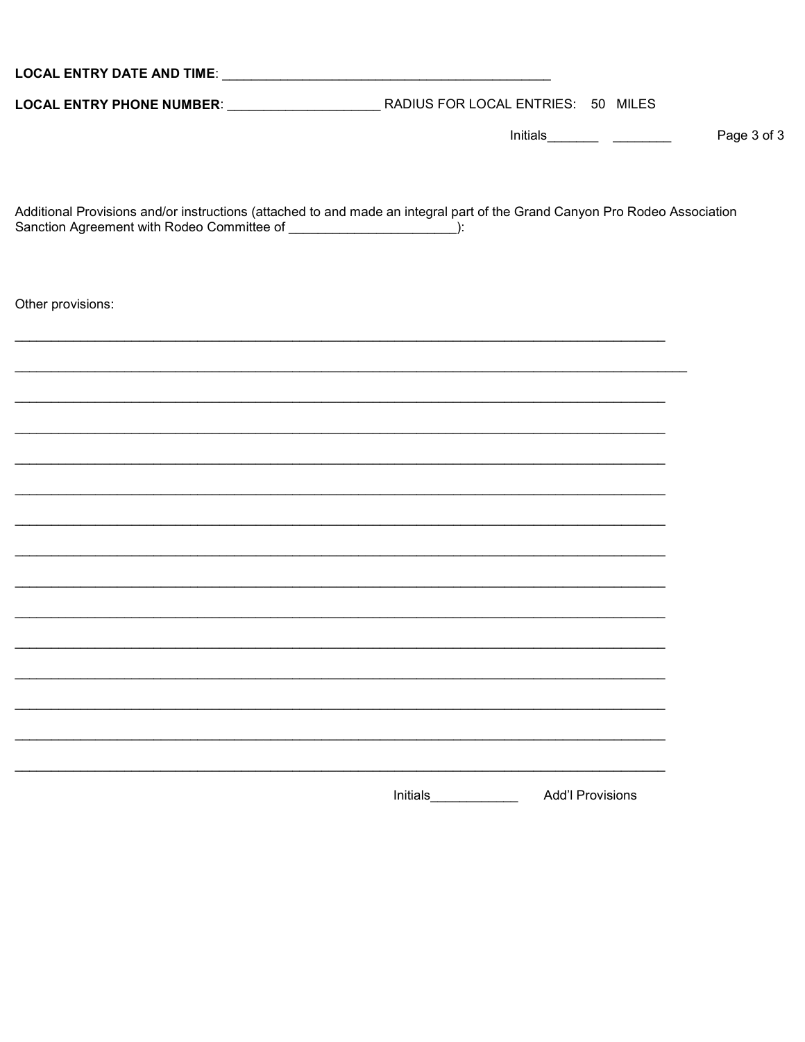**LOCAL ENTRY DATE AND TIME**: ____________________________________________

**LOCAL ENTRY PHONE NUMBER**: ____________________ RADIUS FOR LOCAL ENTRIES: 50 MILES

Initials_______ ________

Additional Provisions and/or instructions (attached to and made an integral part of the Grand Canyon Pro Rodeo Association Sanction Agreement with Rodeo Committee of ______________________):

Other provisions:

_______________________________________________________________________________________

_______________________________________________________________________________________

_______________________________________________________________________________________

_______________________________________________________________________________________

_______________________________________________________________________________________

_______________________________________________________________________________________

_______________________________________________________________________________________

_______________________________________________________________________________________

_______________________________________________________________________________________

_______________________________________________________________________________________

_______________________________________________________________________________________

_______________________________________________________________________________________

_______________________________________________________________________________________

_______________________________________________________________________________________

_______________________________________________________________________________________

Initials____________ Add'l Provisions